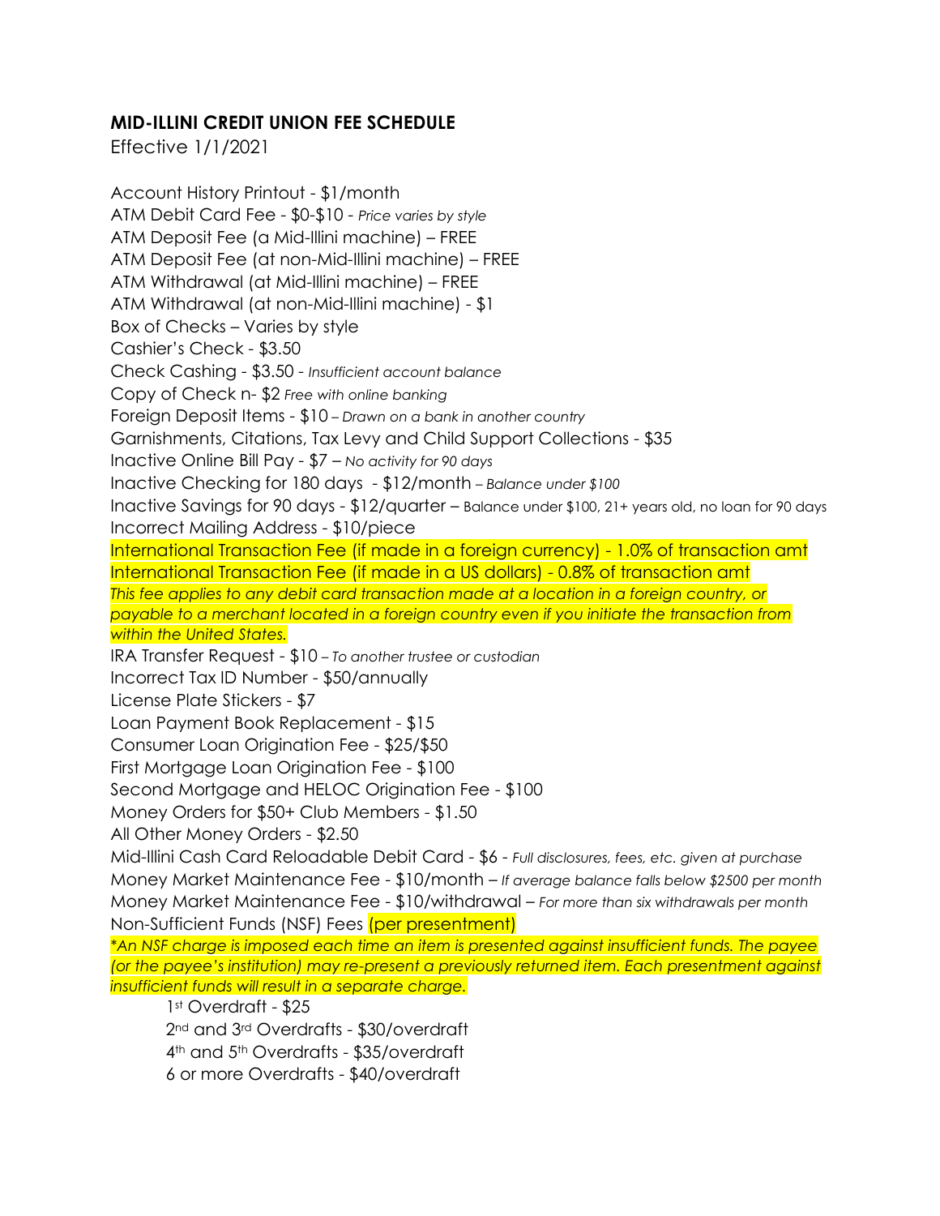## MID-ILLINI CREDIT UNION FEE SCHEDULE

Effective 1/1/2021

Account History Printout - $1/month
ATM Debit Card Fee - $0-$10 - *Price varies by style*
ATM Deposit Fee (a Mid-Illini machine) – FREE
ATM Deposit Fee (at non-Mid-Illini machine) – FREE
ATM Withdrawal (at Mid-Illini machine) – FREE
ATM Withdrawal (at non-Mid-Illini machine) - $1
Box of Checks – Varies by style
Cashier's Check - $3.50
Check Cashing - $3.50 - *Insufficient account balance*
Copy of Check n- $2 *Free with online banking*
Foreign Deposit Items - $10 – *Drawn on a bank in another country*
Garnishments, Citations, Tax Levy and Child Support Collections - $35
Inactive Online Bill Pay - $7 – *No activity for 90 days*
Inactive Checking for 180 days - $12/month – *Balance under $100*
Inactive Savings for 90 days - $12/quarter – Balance under $100, 21+ years old, no loan for 90 days
Incorrect Mailing Address - $10/piece
International Transaction Fee (if made in a foreign currency) - 1.0% of transaction amt
International Transaction Fee (if made in a US dollars) - 0.8% of transaction amt
*This fee applies to any debit card transaction made at a location in a foreign country, or payable to a merchant located in a foreign country even if you initiate the transaction from within the United States.*
IRA Transfer Request - $10 – *To another trustee or custodian*
Incorrect Tax ID Number - $50/annually
License Plate Stickers - $7
Loan Payment Book Replacement - $15
Consumer Loan Origination Fee - $25/$50
First Mortgage Loan Origination Fee - $100
Second Mortgage and HELOC Origination Fee - $100
Money Orders for $50+ Club Members - $1.50
All Other Money Orders - $2.50
Mid-Illini Cash Card Reloadable Debit Card - $6 - *Full disclosures, fees, etc. given at purchase*
Money Market Maintenance Fee - $10/month – *If average balance falls below $2500 per month*
Money Market Maintenance Fee - $10/withdrawal – *For more than six withdrawals per month*
Non-Sufficient Funds (NSF) Fees (per presentment)
*\*An NSF charge is imposed each time an item is presented against insufficient funds. The payee (or the payee's institution) may re-present a previously returned item. Each presentment against insufficient funds will result in a separate charge.*

- 1st Overdraft - $25
- 2nd and 3rd Overdrafts - $30/overdraft
- 4th and 5th Overdrafts - $35/overdraft
- 6 or more Overdrafts - $40/overdraft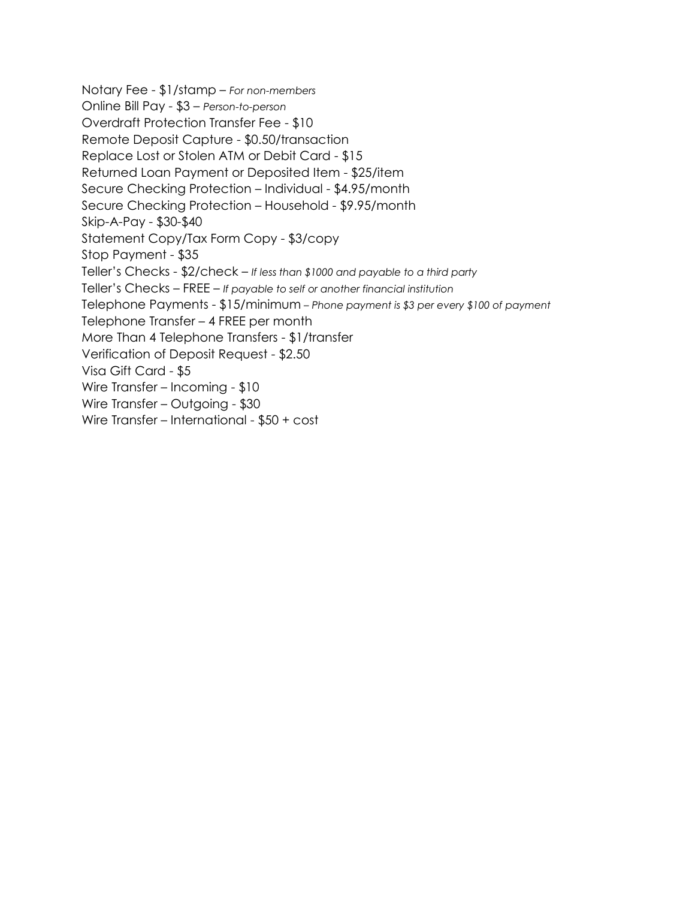Notary Fee - $1/stamp – *For non-members*
Online Bill Pay - $3 – *Person-to-person*
Overdraft Protection Transfer Fee - $10
Remote Deposit Capture - $0.50/transaction
Replace Lost or Stolen ATM or Debit Card - $15
Returned Loan Payment or Deposited Item - $25/item
Secure Checking Protection – Individual - $4.95/month
Secure Checking Protection – Household - $9.95/month
Skip-A-Pay - $30-$40
Statement Copy/Tax Form Copy - $3/copy
Stop Payment - $35
Teller's Checks - $2/check – *If less than $1000 and payable to a third party*
Teller's Checks – FREE – *If payable to self or another financial institution*
Telephone Payments - $15/minimum *– Phone payment is $3 per every $100 of payment*
Telephone Transfer – 4 FREE per month
More Than 4 Telephone Transfers - $1/transfer
Verification of Deposit Request - $2.50
Visa Gift Card - $5
Wire Transfer – Incoming - $10
Wire Transfer – Outgoing - $30
Wire Transfer – International - $50 + cost